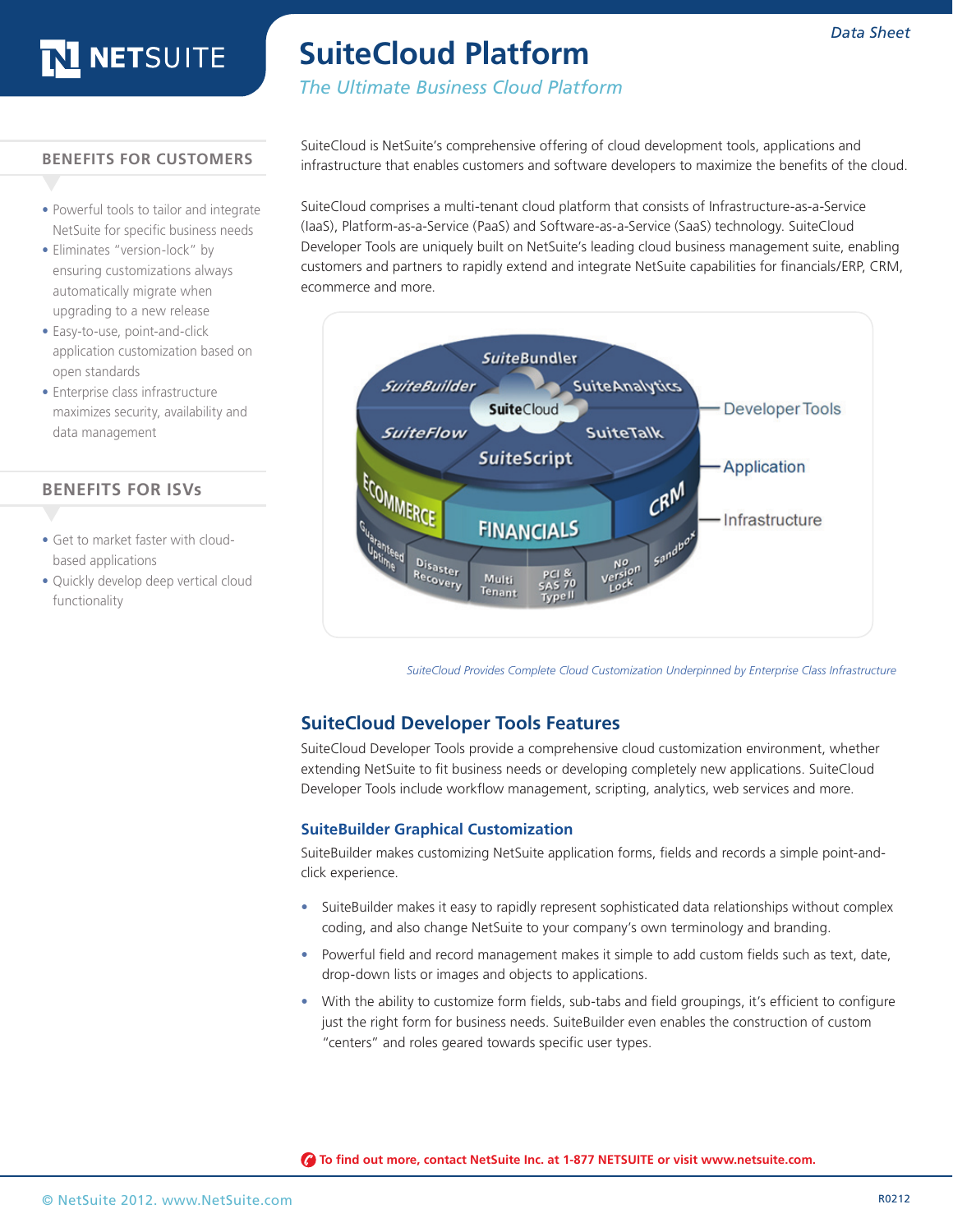Data Sheet

# SuiteCloud Platform

*The Ultimate Business Cloud Platform*

## BENEFITS FOR CUSTOMERS

- Powerful tools to tailor and integrate NetSuite for specific business needs
- Eliminates "version-lock" by ensuring customizations always automatically migrate when upgrading to a new release
- Easy-to-use, point-and-click application customization based on open standards
- Enterprise class infrastructure maximizes security, availability and data management

## BENEFITS FOR ISVs

- Get to market faster with cloud-based applications
- Quickly develop deep vertical cloud functionality

SuiteCloud is NetSuite's comprehensive offering of cloud development tools, applications and infrastructure that enables customers and software developers to maximize the benefits of the cloud.

SuiteCloud comprises a multi-tenant cloud platform that consists of Infrastructure-as-a-Service (IaaS), Platform-as-a-Service (PaaS) and Software-as-a-Service (SaaS) technology. SuiteCloud Developer Tools are uniquely built on NetSuite's leading cloud business management suite, enabling customers and partners to rapidly extend and integrate NetSuite capabilities for financials/ERP, CRM, ecommerce and more.

*SuiteCloud Provides Complete Cloud Customization Underpinned by Enterprise Class Infrastructure*

## SuiteCloud Developer Tools Features

SuiteCloud Developer Tools provide a comprehensive cloud customization environment, whether extending NetSuite to fit business needs or developing completely new applications. SuiteCloud Developer Tools include workflow management, scripting, analytics, web services and more.

### SuiteBuilder Graphical Customization

SuiteBuilder makes customizing NetSuite application forms, fields and records a simple point-and-click experience.

- SuiteBuilder makes it easy to rapidly represent sophisticated data relationships without complex coding, and also change NetSuite to your company's own terminology and branding.
- Powerful field and record management makes it simple to add custom fields such as text, date, drop-down lists or images and objects to applications.
- With the ability to customize form fields, sub-tabs and field groupings, it's efficient to configure just the right form for business needs. SuiteBuilder even enables the construction of custom "centers" and roles geared towards specific user types.

**To find out more, contact NetSuite Inc. at 1-877 NETSUITE or visit www.netsuite.com.**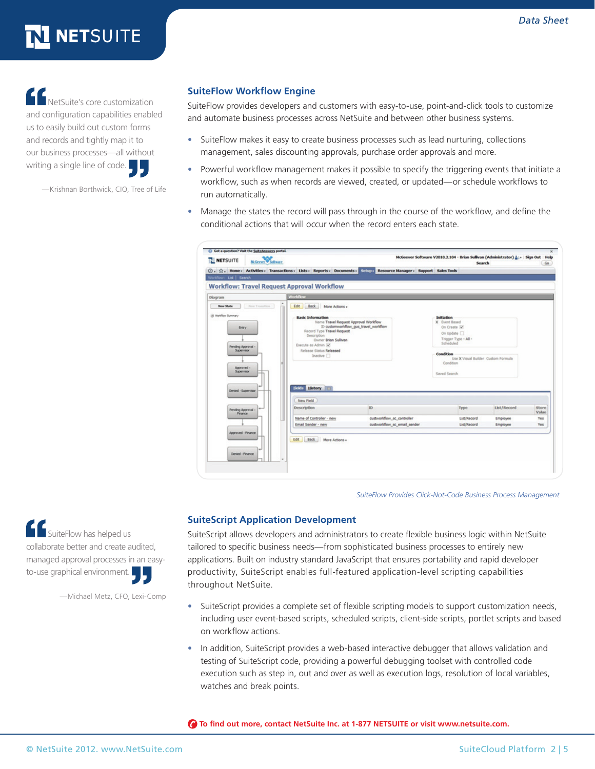> NetSuite's core customization and configuration capabilities enabled us to easily build out custom forms and records and tightly map it to our business processes—all without writing a single line of code.
>
> —Krishnan Borthwick, CIO, Tree of Life

## SuiteFlow Workflow Engine

SuiteFlow provides developers and customers with easy-to-use, point-and-click tools to customize and automate business processes across NetSuite and between other business systems.

- SuiteFlow makes it easy to create business processes such as lead nurturing, collections management, sales discounting approvals, purchase order approvals and more.
- Powerful workflow management makes it possible to specify the triggering events that initiate a workflow, such as when records are viewed, created, or updated—or schedule workflows to run automatically.
- Manage the states the record will pass through in the course of the workflow, and define the conditional actions that will occur when the record enters each state.

*SuiteFlow Provides Click-Not-Code Business Process Management*

> SuiteFlow has helped us collaborate better and create audited, managed approval processes in an easy-to-use graphical environment.
>
> —Michael Metz, CFO, Lexi-Comp

## SuiteScript Application Development

SuiteScript allows developers and administrators to create flexible business logic within NetSuite tailored to specific business needs—from sophisticated business processes to entirely new applications. Built on industry standard JavaScript that ensures portability and rapid developer productivity, SuiteScript enables full-featured application-level scripting capabilities throughout NetSuite.

- SuiteScript provides a complete set of flexible scripting models to support customization needs, including user event-based scripts, scheduled scripts, client-side scripts, portlet scripts and based on workflow actions.
- In addition, SuiteScript provides a web-based interactive debugger that allows validation and testing of SuiteScript code, providing a powerful debugging toolset with controlled code execution such as step in, out and over as well as execution logs, resolution of local variables, watches and break points.

**To find out more, contact NetSuite Inc. at 1-877 NETSUITE or visit www.netsuite.com.**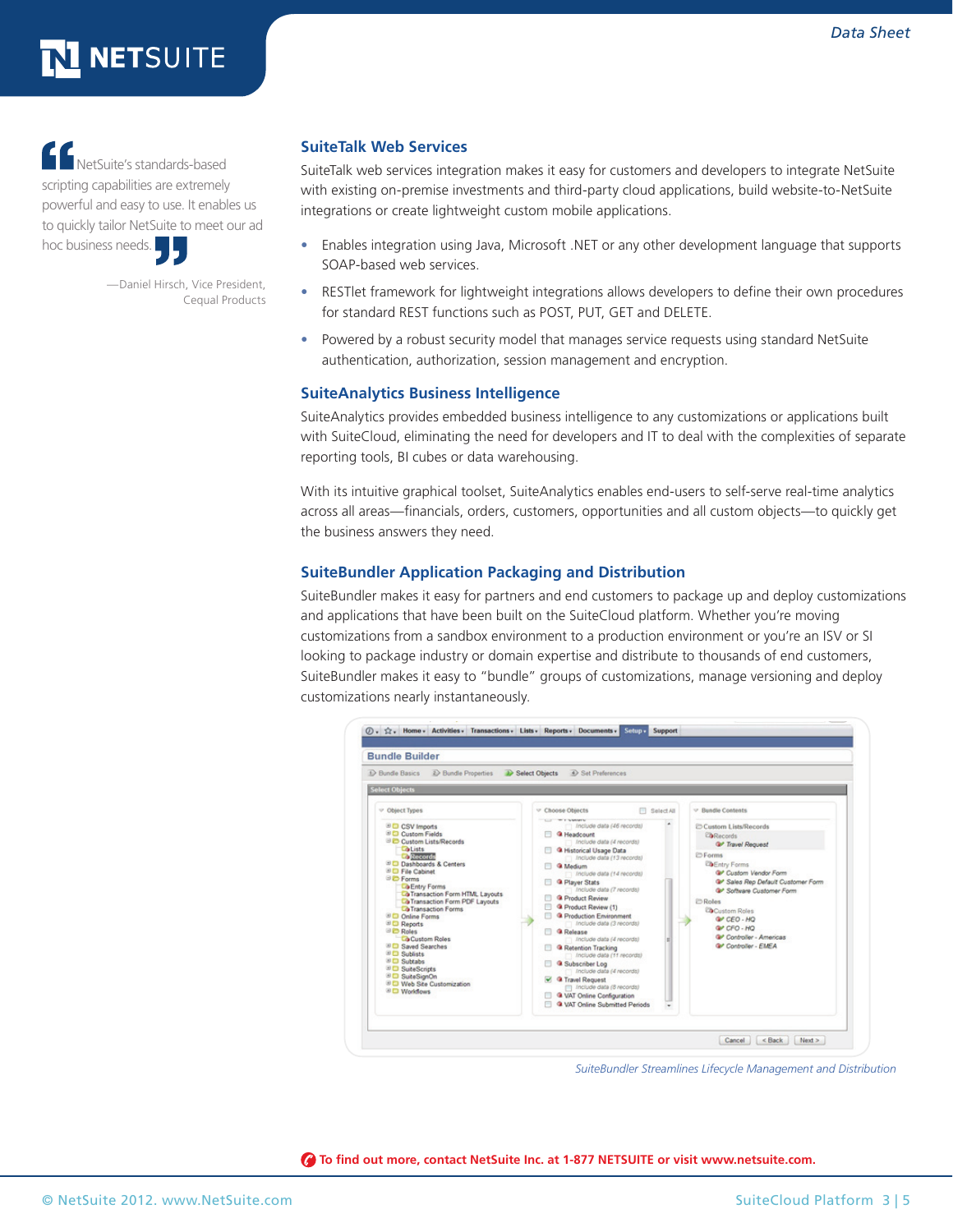> NetSuite's standards-based scripting capabilities are extremely powerful and easy to use. It enables us to quickly tailor NetSuite to meet our ad hoc business needs.
>
> —Daniel Hirsch, Vice President, Cequal Products

## SuiteTalk Web Services

SuiteTalk web services integration makes it easy for customers and developers to integrate NetSuite with existing on-premise investments and third-party cloud applications, build website-to-NetSuite integrations or create lightweight custom mobile applications.

- Enables integration using Java, Microsoft .NET or any other development language that supports SOAP-based web services.
- RESTlet framework for lightweight integrations allows developers to define their own procedures for standard REST functions such as POST, PUT, GET and DELETE.
- Powered by a robust security model that manages service requests using standard NetSuite authentication, authorization, session management and encryption.

## SuiteAnalytics Business Intelligence

SuiteAnalytics provides embedded business intelligence to any customizations or applications built with SuiteCloud, eliminating the need for developers and IT to deal with the complexities of separate reporting tools, BI cubes or data warehousing.

With its intuitive graphical toolset, SuiteAnalytics enables end-users to self-serve real-time analytics across all areas—financials, orders, customers, opportunities and all custom objects—to quickly get the business answers they need.

## SuiteBundler Application Packaging and Distribution

SuiteBundler makes it easy for partners and end customers to package up and deploy customizations and applications that have been built on the SuiteCloud platform. Whether you're moving customizations from a sandbox environment to a production environment or you're an ISV or SI looking to package industry or domain expertise and distribute to thousands of end customers, SuiteBundler makes it easy to "bundle" groups of customizations, manage versioning and deploy customizations nearly instantaneously.

*SuiteBundler Streamlines Lifecycle Management and Distribution*

**To find out more, contact NetSuite Inc. at 1-877 NETSUITE or visit www.netsuite.com.**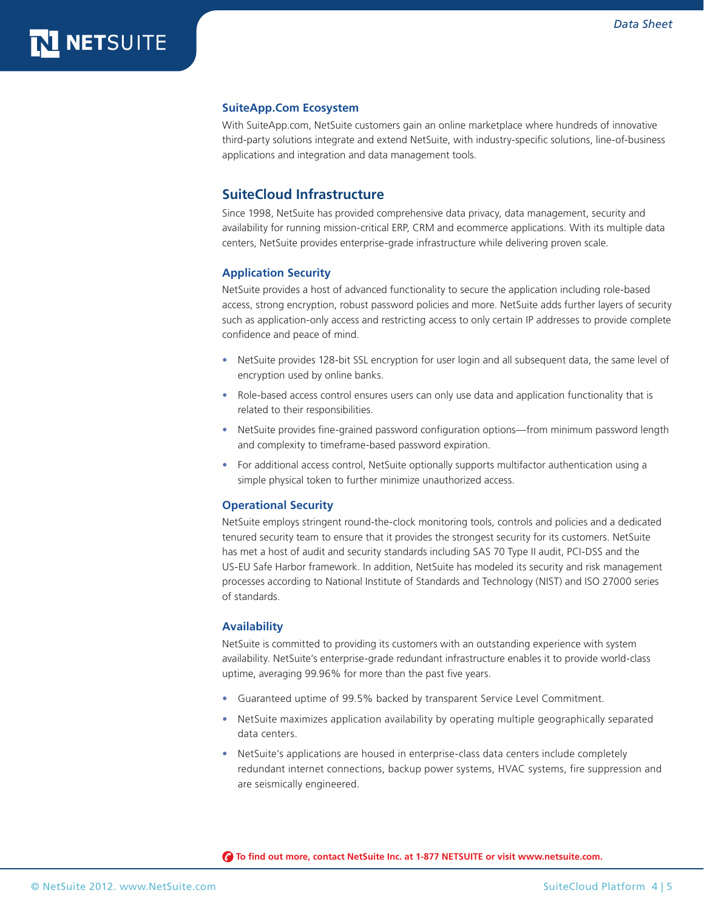### SuiteApp.Com Ecosystem

With SuiteApp.com, NetSuite customers gain an online marketplace where hundreds of innovative third-party solutions integrate and extend NetSuite, with industry-specific solutions, line-of-business applications and integration and data management tools.

## SuiteCloud Infrastructure

Since 1998, NetSuite has provided comprehensive data privacy, data management, security and availability for running mission-critical ERP, CRM and ecommerce applications. With its multiple data centers, NetSuite provides enterprise-grade infrastructure while delivering proven scale.

### Application Security

NetSuite provides a host of advanced functionality to secure the application including role-based access, strong encryption, robust password policies and more. NetSuite adds further layers of security such as application-only access and restricting access to only certain IP addresses to provide complete confidence and peace of mind.

- NetSuite provides 128-bit SSL encryption for user login and all subsequent data, the same level of encryption used by online banks.
- Role-based access control ensures users can only use data and application functionality that is related to their responsibilities.
- NetSuite provides fine-grained password configuration options—from minimum password length and complexity to timeframe-based password expiration.
- For additional access control, NetSuite optionally supports multifactor authentication using a simple physical token to further minimize unauthorized access.

### Operational Security

NetSuite employs stringent round-the-clock monitoring tools, controls and policies and a dedicated tenured security team to ensure that it provides the strongest security for its customers. NetSuite has met a host of audit and security standards including SAS 70 Type II audit, PCI-DSS and the US-EU Safe Harbor framework. In addition, NetSuite has modeled its security and risk management processes according to National Institute of Standards and Technology (NIST) and ISO 27000 series of standards.

### Availability

NetSuite is committed to providing its customers with an outstanding experience with system availability. NetSuite's enterprise-grade redundant infrastructure enables it to provide world-class uptime, averaging 99.96% for more than the past five years.

- Guaranteed uptime of 99.5% backed by transparent Service Level Commitment.
- NetSuite maximizes application availability by operating multiple geographically separated data centers.
- NetSuite's applications are housed in enterprise-class data centers include completely redundant internet connections, backup power systems, HVAC systems, fire suppression and are seismically engineered.

**To find out more, contact NetSuite Inc. at 1-877 NETSUITE or visit www.netsuite.com.**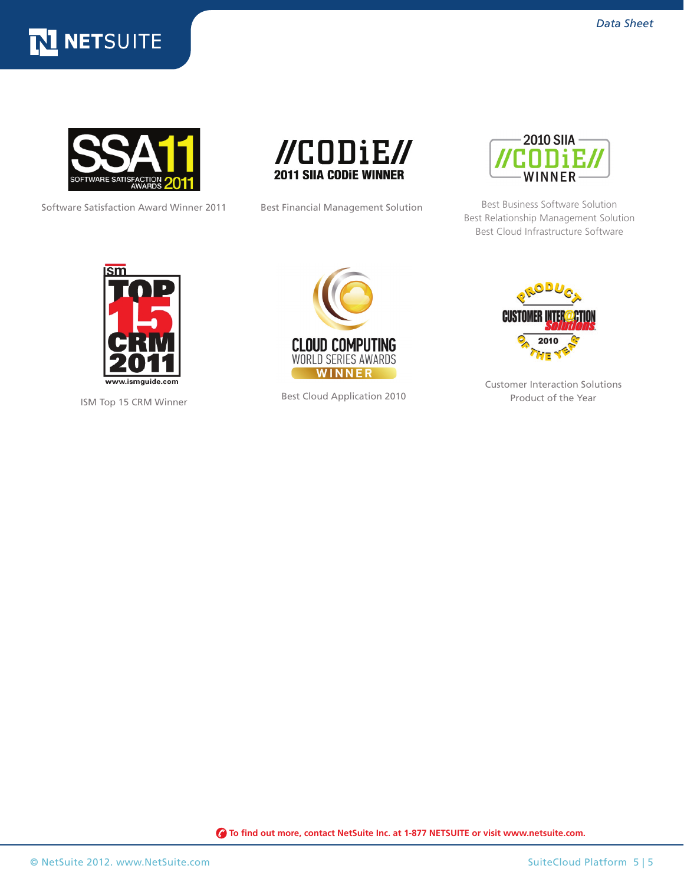Software Satisfaction Award Winner 2011

Best Financial Management Solution

Best Business Software Solution
Best Relationship Management Solution
Best Cloud Infrastructure Software

ISM Top 15 CRM Winner

Best Cloud Application 2010

Customer Interaction Solutions
Product of the Year

**To find out more, contact NetSuite Inc. at 1-877 NETSUITE or visit www.netsuite.com.**

© NetSuite 2012. www.NetSuite.com